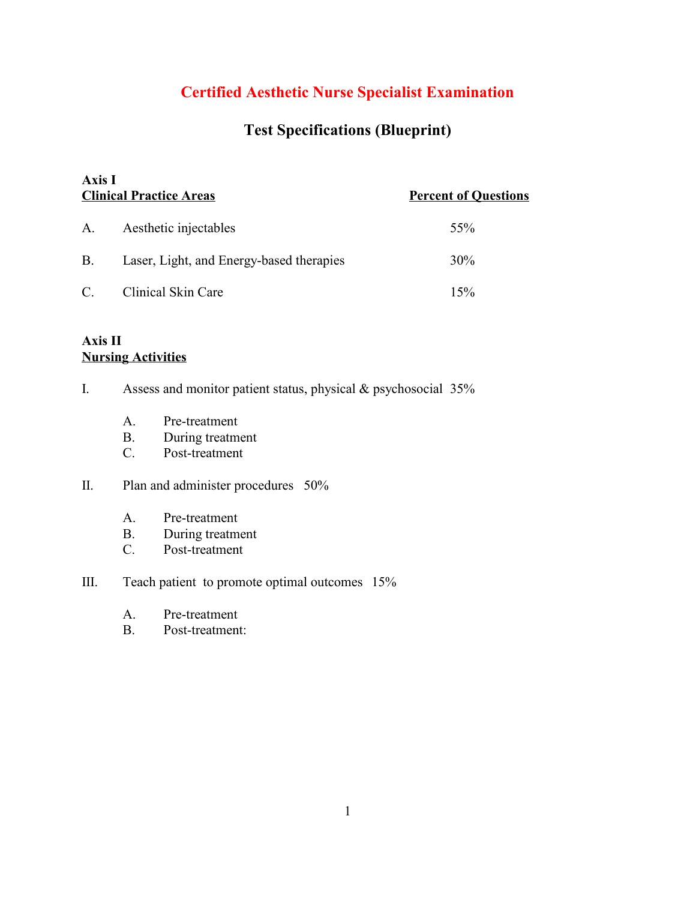# Certified Aesthetic Nurse Specialist Examination

## Test Specifications (Blueprint)

**Axis I**

| **Clinical Practice Areas** | | **Percent of Questions** |
|---|---|---|
| A. | Aesthetic injectables | 55% |
| B. | Laser, Light, and Energy-based therapies | 30% |
| C. | Clinical Skin Care | 15% |

**Axis II**
**Nursing Activities**

I. Assess and monitor patient status, physical & psychosocial 35%

   A. Pre-treatment
   B. During treatment
   C. Post-treatment

II. Plan and administer procedures 50%

   A. Pre-treatment
   B. During treatment
   C. Post-treatment

III. Teach patient to promote optimal outcomes 15%

   A. Pre-treatment
   B. Post-treatment: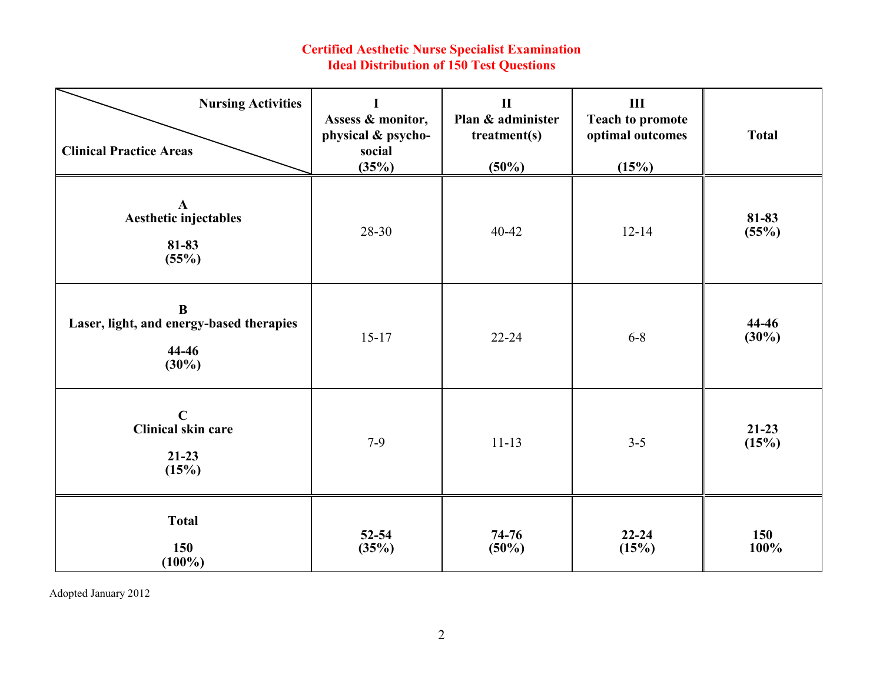**Certified Aesthetic Nurse Specialist Examination**
**Ideal Distribution of 150 Test Questions**

| Nursing Activities / Clinical Practice Areas | I Assess & monitor, physical & psycho-social (35%) | II Plan & administer treatment(s) (50%) | III Teach to promote optimal outcomes (15%) | Total |
|---|---|---|---|---|
| **A Aesthetic injectables 81-83 (55%)** | 28-30 | 40-42 | 12-14 | **81-83 (55%)** |
| **B Laser, light, and energy-based therapies 44-46 (30%)** | 15-17 | 22-24 | 6-8 | **44-46 (30%)** |
| **C Clinical skin care 21-23 (15%)** | 7-9 | 11-13 | 3-5 | **21-23 (15%)** |
| **Total 150 (100%)** | **52-54 (35%)** | **74-76 (50%)** | **22-24 (15%)** | **150 100%** |

Adopted January 2012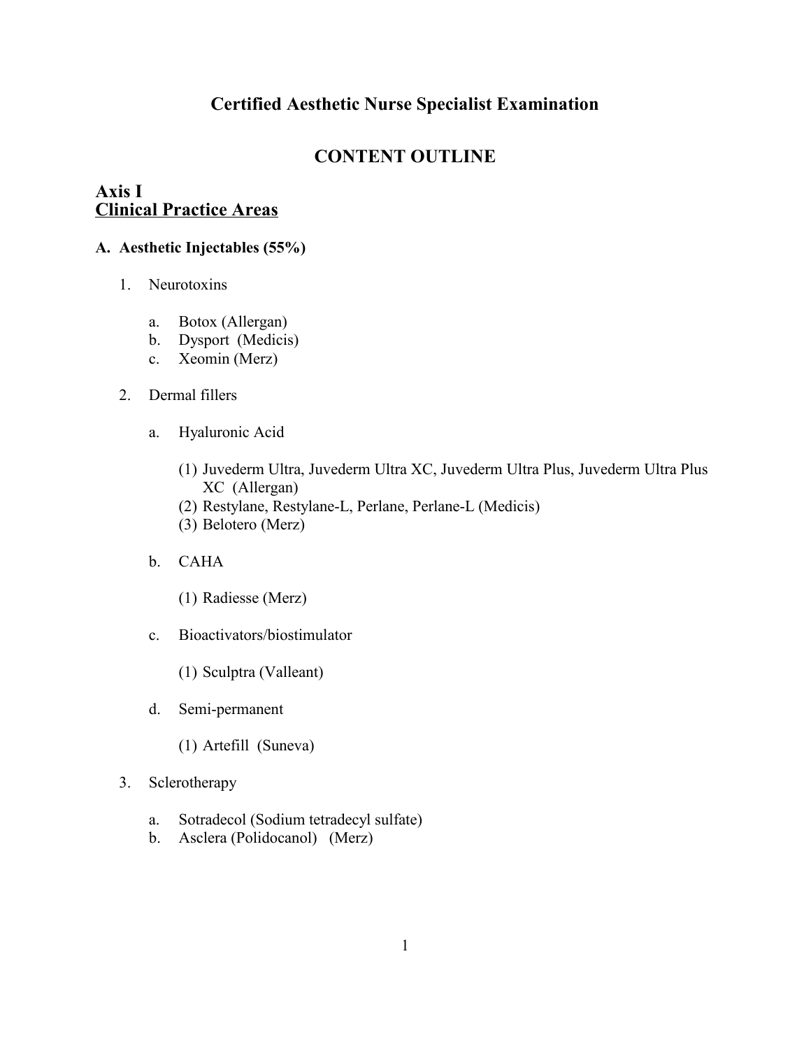# Certified Aesthetic Nurse Specialist Examination

## CONTENT OUTLINE

## Axis I
## Clinical Practice Areas

### A. Aesthetic Injectables (55%)

1. Neurotoxins

    a. Botox (Allergan)
    b. Dysport (Medicis)
    c. Xeomin (Merz)

2. Dermal fillers

    a. Hyaluronic Acid

        (1) Juvederm Ultra, Juvederm Ultra XC, Juvederm Ultra Plus, Juvederm Ultra Plus XC (Allergan)
        (2) Restylane, Restylane-L, Perlane, Perlane-L (Medicis)
        (3) Belotero (Merz)

    b. CAHA

        (1) Radiesse (Merz)

    c. Bioactivators/biostimulator

        (1) Sculptra (Valleant)

    d. Semi-permanent

        (1) Artefill (Suneva)

3. Sclerotherapy

    a. Sotradecol (Sodium tetradecyl sulfate)
    b. Asclera (Polidocanol) (Merz)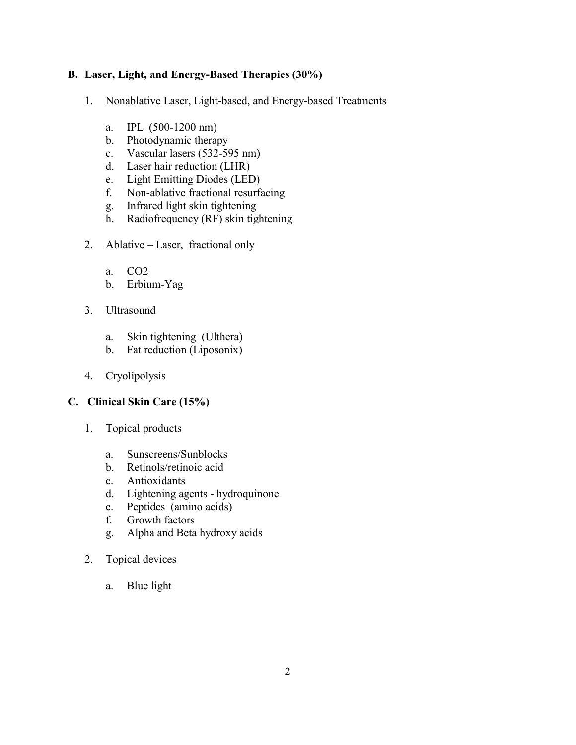**B. Laser, Light, and Energy-Based Therapies (30%)**

1. Nonablative Laser, Light-based, and Energy-based Treatments

    a. IPL (500-1200 nm)
    b. Photodynamic therapy
    c. Vascular lasers (532-595 nm)
    d. Laser hair reduction (LHR)
    e. Light Emitting Diodes (LED)
    f. Non-ablative fractional resurfacing
    g. Infrared light skin tightening
    h. Radiofrequency (RF) skin tightening

2. Ablative – Laser, fractional only

    a. $CO_2$
    b. Erbium-Yag

3. Ultrasound

    a. Skin tightening (Ulthera)
    b. Fat reduction (Liposonix)

4. Cryolipolysis

**C. Clinical Skin Care (15%)**

1. Topical products

    a. Sunscreens/Sunblocks
    b. Retinols/retinoic acid
    c. Antioxidants
    d. Lightening agents - hydroquinone
    e. Peptides (amino acids)
    f. Growth factors
    g. Alpha and Beta hydroxy acids

2. Topical devices

    a. Blue light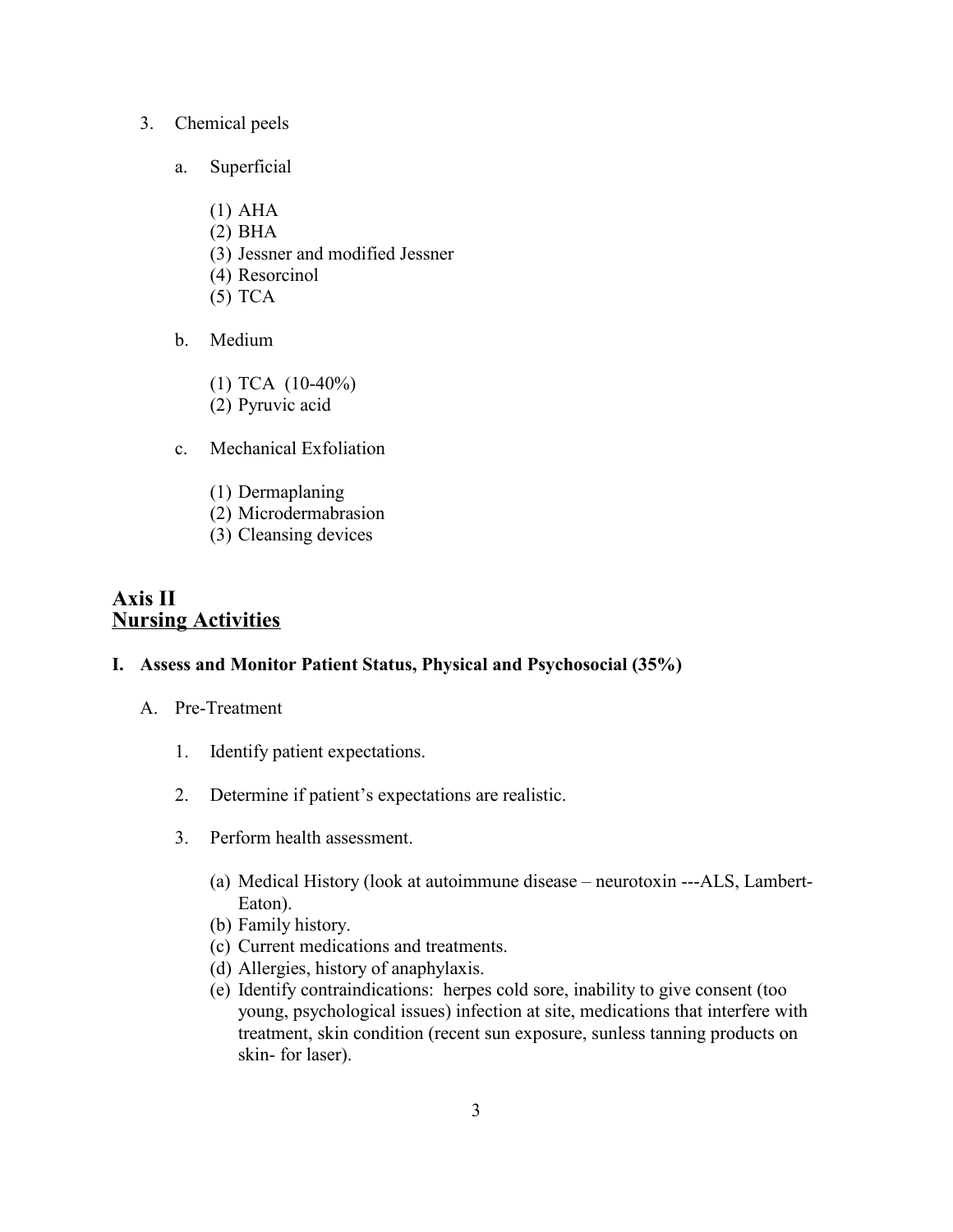3. Chemical peels

   a. Superficial

      (1) AHA
      (2) BHA
      (3) Jessner and modified Jessner
      (4) Resorcinol
      (5) TCA

   b. Medium

      (1) TCA (10-40%)
      (2) Pyruvic acid

   c. Mechanical Exfoliation

      (1) Dermaplaning
      (2) Microdermabrasion
      (3) Cleansing devices

## Axis II
## <u>Nursing Activities</u>

### I. Assess and Monitor Patient Status, Physical and Psychosocial (35%)

A. Pre-Treatment

1. Identify patient expectations.

2. Determine if patient's expectations are realistic.

3. Perform health assessment.

   (a) Medical History (look at autoimmune disease – neurotoxin ---ALS, Lambert-Eaton).
   (b) Family history.
   (c) Current medications and treatments.
   (d) Allergies, history of anaphylaxis.
   (e) Identify contraindications: herpes cold sore, inability to give consent (too young, psychological issues) infection at site, medications that interfere with treatment, skin condition (recent sun exposure, sunless tanning products on skin- for laser).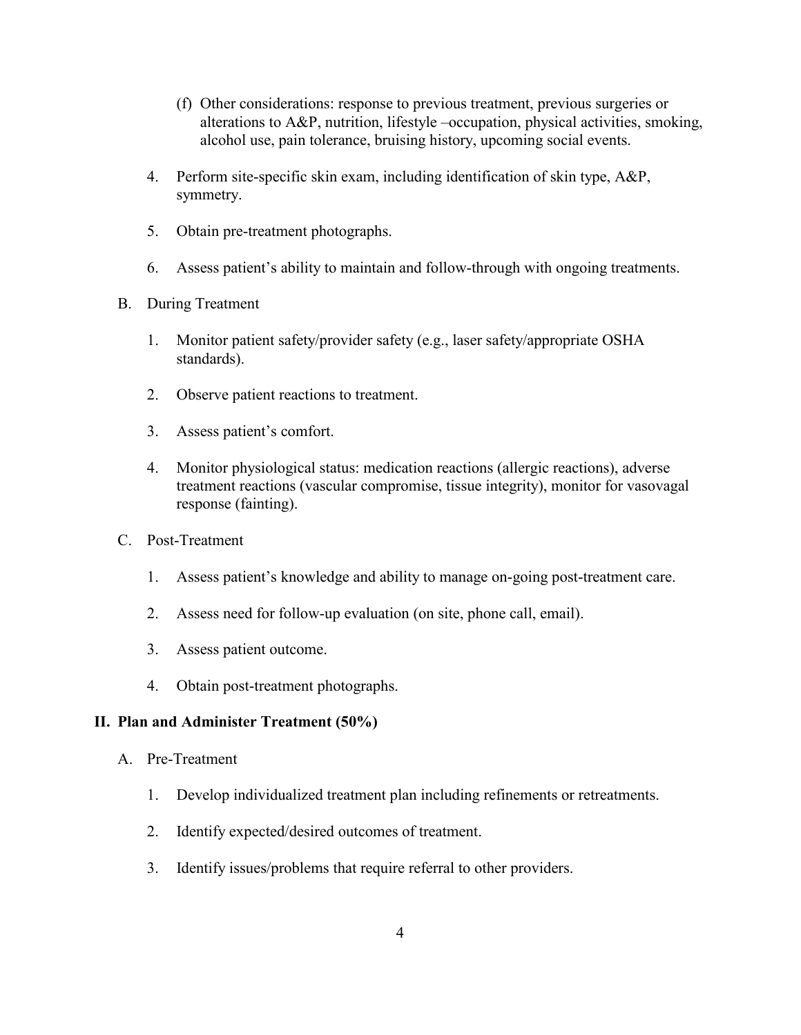(f) Other considerations: response to previous treatment, previous surgeries or alterations to A&P, nutrition, lifestyle –occupation, physical activities, smoking, alcohol use, pain tolerance, bruising history, upcoming social events.

4. Perform site-specific skin exam, including identification of skin type, A&P, symmetry.

5. Obtain pre-treatment photographs.

6. Assess patient's ability to maintain and follow-through with ongoing treatments.

B. During Treatment

1. Monitor patient safety/provider safety (e.g., laser safety/appropriate OSHA standards).

2. Observe patient reactions to treatment.

3. Assess patient's comfort.

4. Monitor physiological status: medication reactions (allergic reactions), adverse treatment reactions (vascular compromise, tissue integrity), monitor for vasovagal response (fainting).

C. Post-Treatment

1. Assess patient's knowledge and ability to manage on-going post-treatment care.

2. Assess need for follow-up evaluation (on site, phone call, email).

3. Assess patient outcome.

4. Obtain post-treatment photographs.

## II. Plan and Administer Treatment (50%)

A. Pre-Treatment

1. Develop individualized treatment plan including refinements or retreatments.

2. Identify expected/desired outcomes of treatment.

3. Identify issues/problems that require referral to other providers.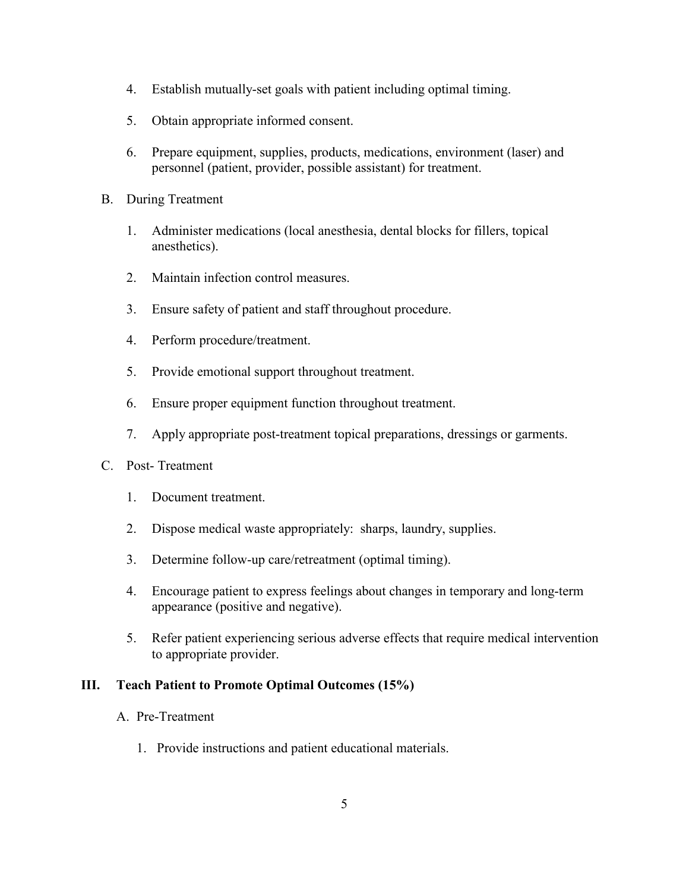4. Establish mutually-set goals with patient including optimal timing.

5. Obtain appropriate informed consent.

6. Prepare equipment, supplies, products, medications, environment (laser) and personnel (patient, provider, possible assistant) for treatment.

B. During Treatment

1. Administer medications (local anesthesia, dental blocks for fillers, topical anesthetics).

2. Maintain infection control measures.

3. Ensure safety of patient and staff throughout procedure.

4. Perform procedure/treatment.

5. Provide emotional support throughout treatment.

6. Ensure proper equipment function throughout treatment.

7. Apply appropriate post-treatment topical preparations, dressings or garments.

C. Post- Treatment

1. Document treatment.

2. Dispose medical waste appropriately: sharps, laundry, supplies.

3. Determine follow-up care/retreatment (optimal timing).

4. Encourage patient to express feelings about changes in temporary and long-term appearance (positive and negative).

5. Refer patient experiencing serious adverse effects that require medical intervention to appropriate provider.

## III. Teach Patient to Promote Optimal Outcomes (15%)

A. Pre-Treatment

1. Provide instructions and patient educational materials.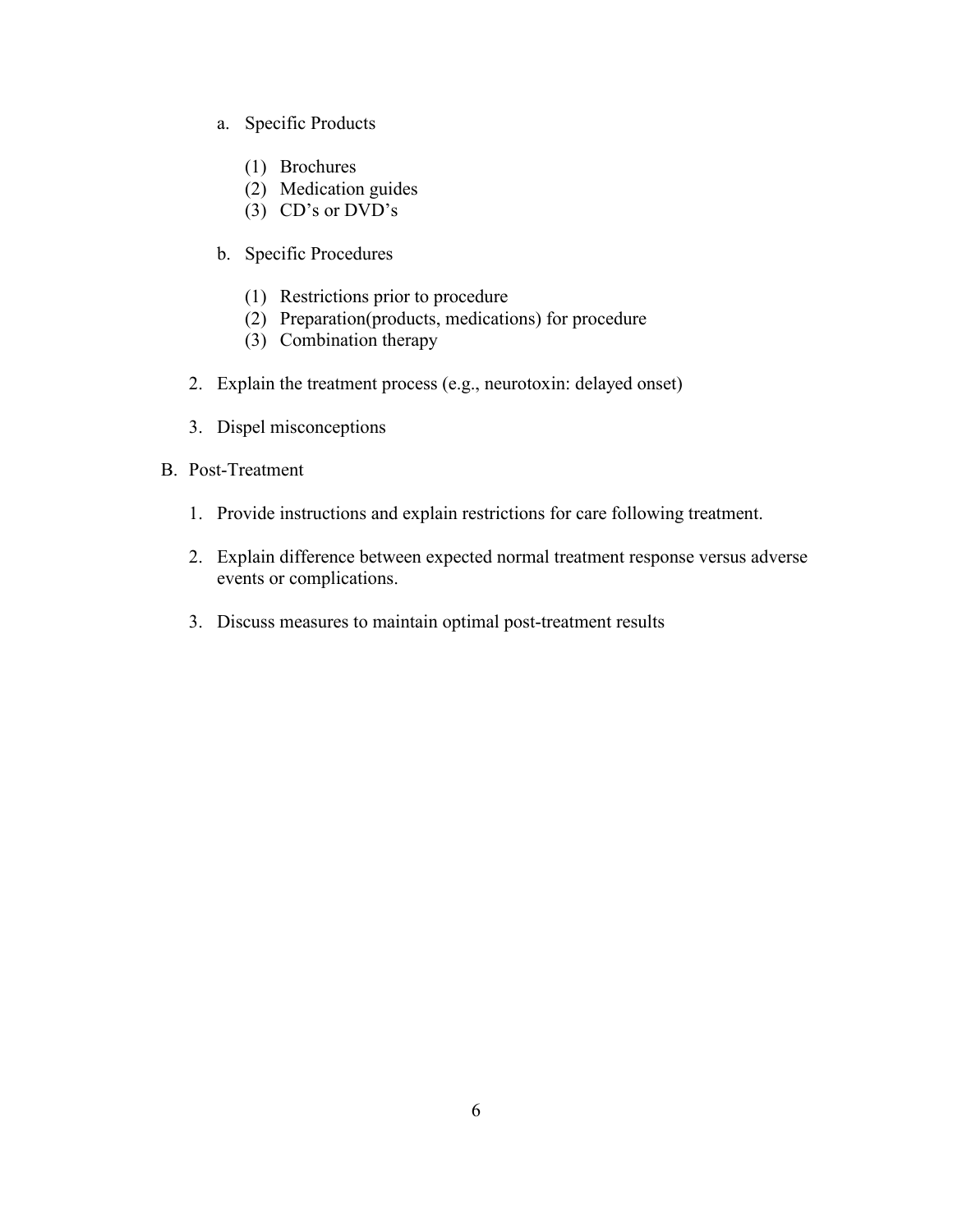a. Specific Products

   (1) Brochures
   (2) Medication guides
   (3) CD's or DVD's

b. Specific Procedures

   (1) Restrictions prior to procedure
   (2) Preparation(products, medications) for procedure
   (3) Combination therapy

2. Explain the treatment process (e.g., neurotoxin: delayed onset)

3. Dispel misconceptions

B. Post-Treatment

1. Provide instructions and explain restrictions for care following treatment.

2. Explain difference between expected normal treatment response versus adverse events or complications.

3. Discuss measures to maintain optimal post-treatment results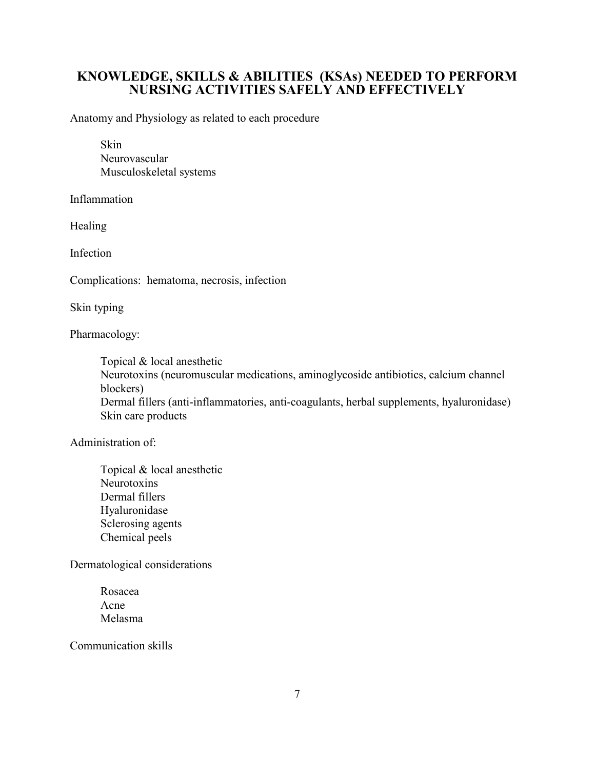## KNOWLEDGE, SKILLS & ABILITIES (KSAs) NEEDED TO PERFORM NURSING ACTIVITIES SAFELY AND EFFECTIVELY

Anatomy and Physiology as related to each procedure

- Skin
- Neurovascular
- Musculoskeletal systems

Inflammation

Healing

Infection

Complications: hematoma, necrosis, infection

Skin typing

Pharmacology:

- Topical & local anesthetic
- Neurotoxins (neuromuscular medications, aminoglycoside antibiotics, calcium channel blockers)
- Dermal fillers (anti-inflammatories, anti-coagulants, herbal supplements, hyaluronidase)
- Skin care products

Administration of:

- Topical & local anesthetic
- Neurotoxins
- Dermal fillers
- Hyaluronidase
- Sclerosing agents
- Chemical peels

Dermatological considerations

- Rosacea
- Acne
- Melasma

Communication skills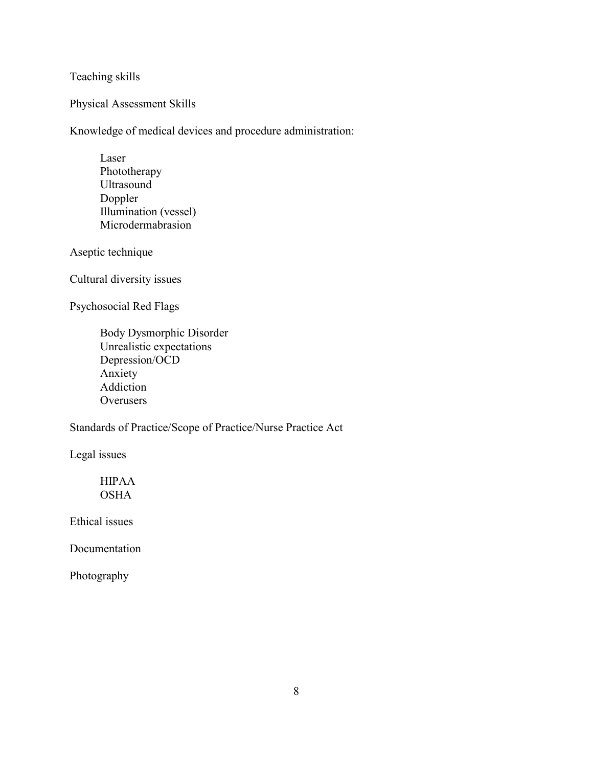Teaching skills

Physical Assessment Skills

Knowledge of medical devices and procedure administration:

- Laser
- Phototherapy
- Ultrasound
- Doppler
- Illumination (vessel)
- Microdermabrasion

Aseptic technique

Cultural diversity issues

Psychosocial Red Flags

- Body Dysmorphic Disorder
- Unrealistic expectations
- Depression/OCD
- Anxiety
- Addiction
- Overusers

Standards of Practice/Scope of Practice/Nurse Practice Act

Legal issues

- HIPAA
- OSHA

Ethical issues

Documentation

Photography